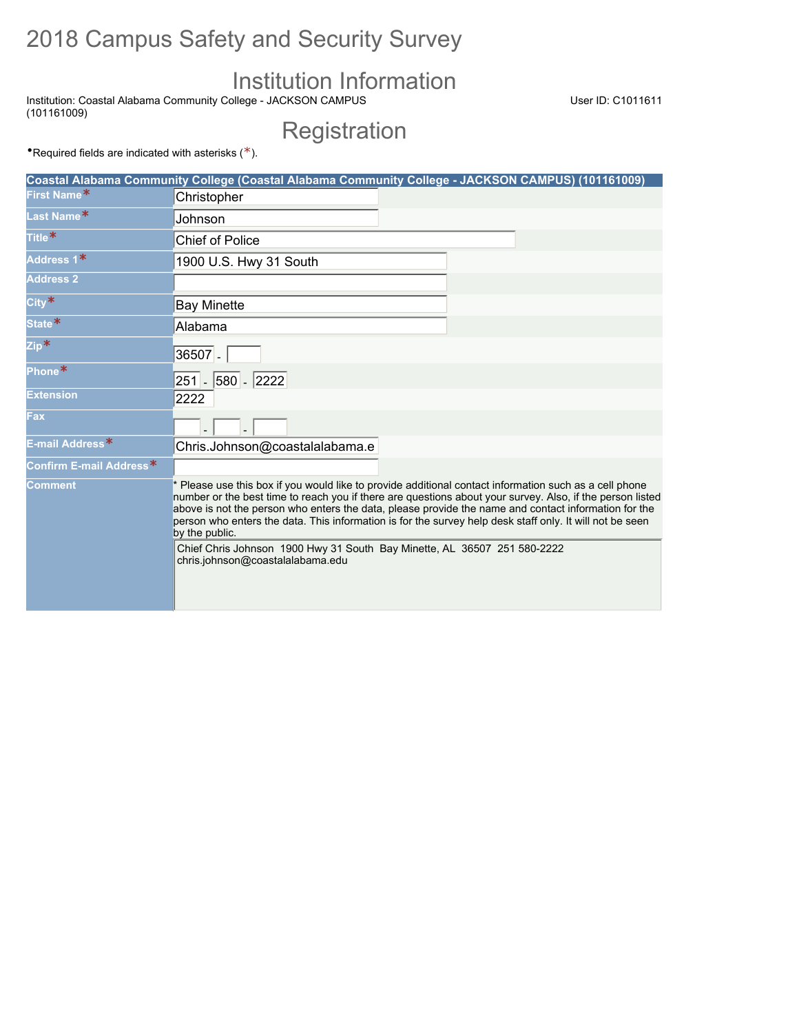# 2018 Campus Safety and Security Survey

## Institution Information

Institution: Coastal Alabama Community College - JACKSON CAMPUS (101161009)

User ID: C1011611

## Registration

•Required fields are indicated with asterisks (*).

| Coastal Alabama Community College (Coastal Alabama Community College - JACKSON CAMPUS) (101161009) | |
|---|---|
| First Name* | Christopher |
| Last Name* | Johnson |
| Title* | Chief of Police |
| Address 1* | 1900 U.S. Hwy 31 South |
| Address 2 | |
| City* | Bay Minette |
| State* | Alabama |
| Zip* | 36507 - |
| Phone* | 251 - 580 - 2222 |
| Extension | 2222 |
| Fax | - - |
| E-mail Address* | Chris.Johnson@coastalalabama.e |
| Confirm E-mail Address* | |
| Comment | * Please use this box if you would like to provide additional contact information such as a cell phone number or the best time to reach you if there are questions about your survey. Also, if the person listed above is not the person who enters the data, please provide the name and contact information for the person who enters the data. This information is for the survey help desk staff only. It will not be seen by the public.<br>Chief Chris Johnson 1900 Hwy 31 South Bay Minette, AL 36507 251 580-2222 chris.johnson@coastalalabama.edu |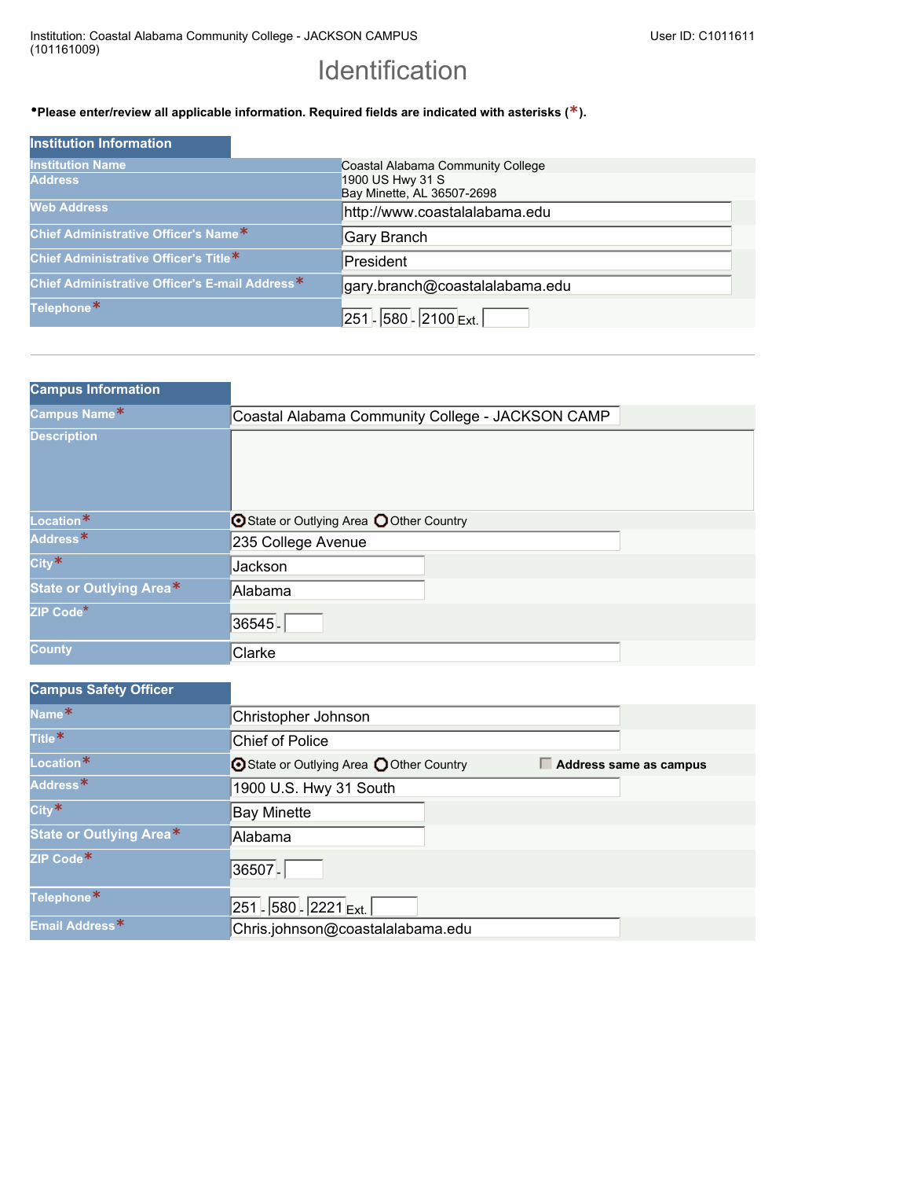Institution: Coastal Alabama Community College - JACKSON CAMPUS (101161009)

User ID: C1011611

# Identification

•**Please enter/review all applicable information. Required fields are indicated with asterisks (*).**

| Institution Information | |
|---|---|
| Institution Name | Coastal Alabama Community College |
| Address | 1900 US Hwy 31 S<br>Bay Minette, AL 36507-2698 |
| Web Address | http://www.coastalalabama.edu |
| Chief Administrative Officer's Name* | Gary Branch |
| Chief Administrative Officer's Title* | President |
| Chief Administrative Officer's E-mail Address* | gary.branch@coastalalabama.edu |
| Telephone* | 251 - 580 - 2100 Ext. |

| Campus Information | |
|---|---|
| Campus Name* | Coastal Alabama Community College - JACKSON CAMP |
| Description | |
| Location* | (●) State or Outlying Area ( ) Other Country |
| Address* | 235 College Avenue |
| City* | Jackson |
| State or Outlying Area* | Alabama |
| ZIP Code* | 36545 - |
| County | Clarke |

| Campus Safety Officer | |
|---|---|
| Name* | Christopher Johnson |
| Title* | Chief of Police |
| Location* | (●) State or Outlying Area ( ) Other Country ☐ **Address same as campus** |
| Address* | 1900 U.S. Hwy 31 South |
| City* | Bay Minette |
| State or Outlying Area* | Alabama |
| ZIP Code* | 36507 - |
| Telephone* | 251 - 580 - 2221 Ext. |
| Email Address* | Chris.johnson@coastalalabama.edu |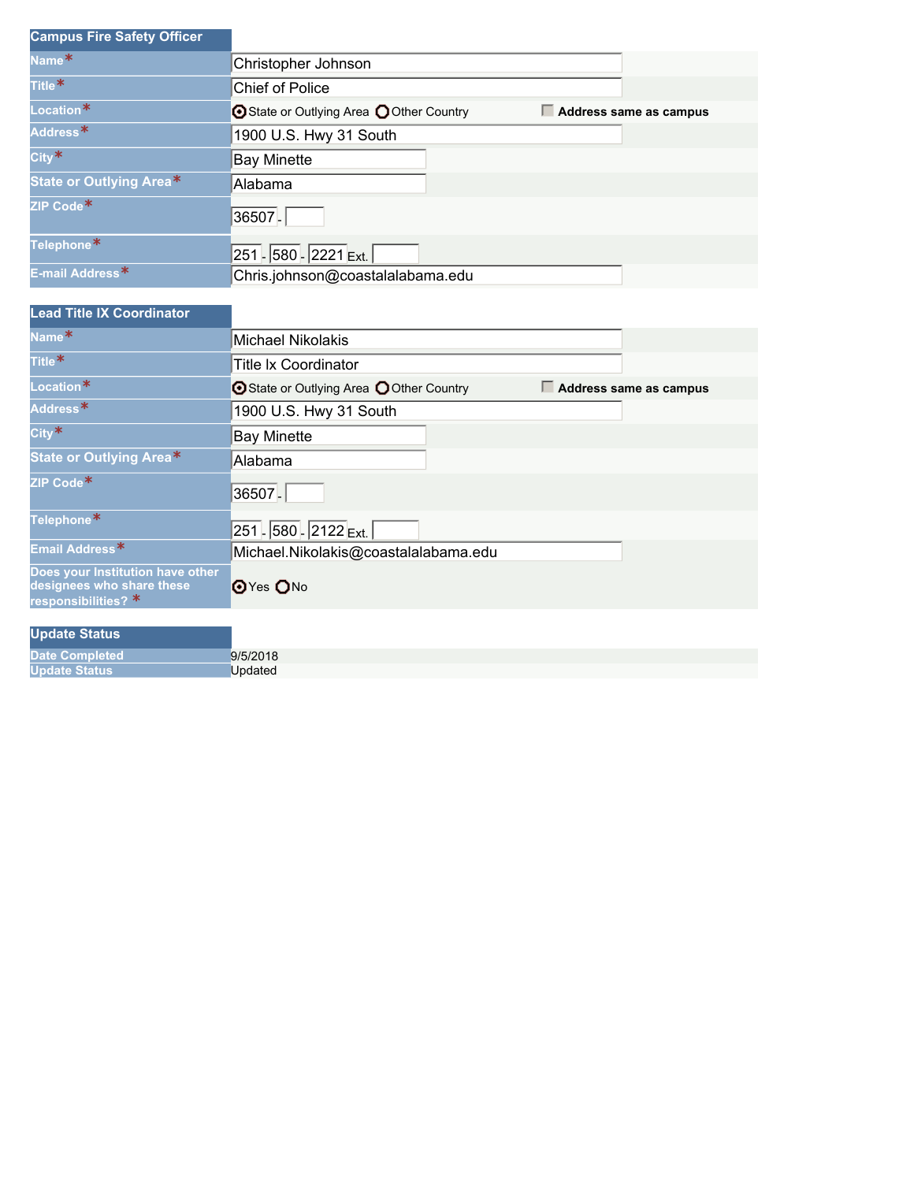## Campus Fire Safety Officer

| | |
|---|---|
| Name* | Christopher Johnson |
| Title* | Chief of Police |
| Location* | (●) State or Outlying Area ( ) Other Country ☐ Address same as campus |
| Address* | 1900 U.S. Hwy 31 South |
| City* | Bay Minette |
| State or Outlying Area* | Alabama |
| ZIP Code* | 36507 - |
| Telephone* | 251 - 580 - 2221 Ext. |
| E-mail Address* | Chris.johnson@coastalalabama.edu |

## Lead Title IX Coordinator

| | |
|---|---|
| Name* | Michael Nikolakis |
| Title* | Title Ix Coordinator |
| Location* | (●) State or Outlying Area ( ) Other Country ☐ Address same as campus |
| Address* | 1900 U.S. Hwy 31 South |
| City* | Bay Minette |
| State or Outlying Area* | Alabama |
| ZIP Code* | 36507 - |
| Telephone* | 251 - 580 - 2122 Ext. |
| Email Address* | Michael.Nikolakis@coastalalabama.edu |
| Does your Institution have other designees who share these responsibilities? * | (●) Yes ( ) No |

## Update Status

| | |
|---|---|
| Date Completed | 9/5/2018 |
| Update Status | Updated |